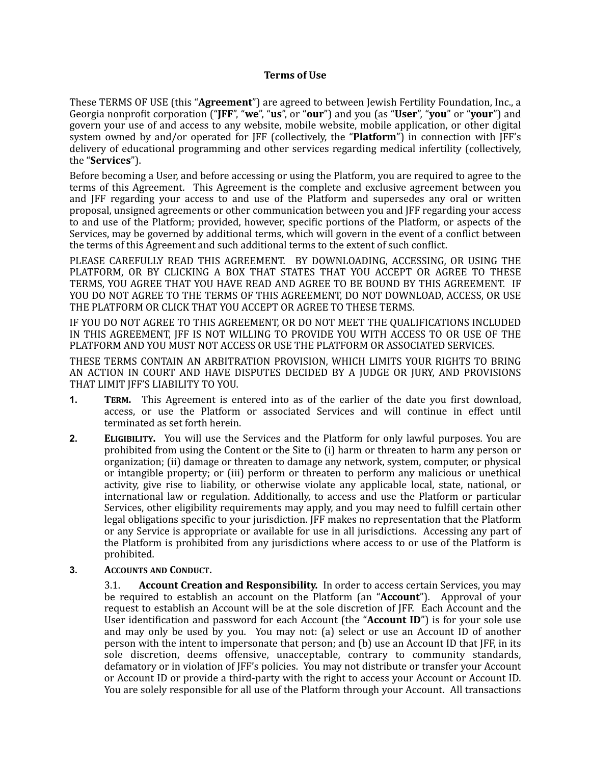# Terms of Use

These TERMS OF USE (this "**Agreement**") are agreed to between Jewish Fertility Foundation, Inc., a Georgia nonprofit corporation ("**JFF**", "**we**", "**us**", or "**our**") and you (as "**User**", "**you**" or "**your**") and govern your use of and access to any website, mobile website, mobile application, or other digital system owned by and/or operated for JFF (collectively, the "**Platform**") in connection with JFF's delivery of educational programming and other services regarding medical infertility (collectively, the "**Services**").

Before becoming a User, and before accessing or using the Platform, you are required to agree to the terms of this Agreement. This Agreement is the complete and exclusive agreement between you and JFF regarding your access to and use of the Platform and supersedes any oral or written proposal, unsigned agreements or other communication between you and JFF regarding your access to and use of the Platform; provided, however, specific portions of the Platform, or aspects of the Services, may be governed by additional terms, which will govern in the event of a conflict between the terms of this Agreement and such additional terms to the extent of such conflict.

PLEASE CAREFULLY READ THIS AGREEMENT. BY DOWNLOADING, ACCESSING, OR USING THE PLATFORM, OR BY CLICKING A BOX THAT STATES THAT YOU ACCEPT OR AGREE TO THESE TERMS, YOU AGREE THAT YOU HAVE READ AND AGREE TO BE BOUND BY THIS AGREEMENT. IF YOU DO NOT AGREE TO THE TERMS OF THIS AGREEMENT, DO NOT DOWNLOAD, ACCESS, OR USE THE PLATFORM OR CLICK THAT YOU ACCEPT OR AGREE TO THESE TERMS.

IF YOU DO NOT AGREE TO THIS AGREEMENT, OR DO NOT MEET THE QUALIFICATIONS INCLUDED IN THIS AGREEMENT, JFF IS NOT WILLING TO PROVIDE YOU WITH ACCESS TO OR USE OF THE PLATFORM AND YOU MUST NOT ACCESS OR USE THE PLATFORM OR ASSOCIATED SERVICES.

THESE TERMS CONTAIN AN ARBITRATION PROVISION, WHICH LIMITS YOUR RIGHTS TO BRING AN ACTION IN COURT AND HAVE DISPUTES DECIDED BY A JUDGE OR JURY, AND PROVISIONS THAT LIMIT JFF'S LIABILITY TO YOU.

**1. TERM.** This Agreement is entered into as of the earlier of the date you first download, access, or use the Platform or associated Services and will continue in effect until terminated as set forth herein.

**2. ELIGIBILITY.** You will use the Services and the Platform for only lawful purposes. You are prohibited from using the Content or the Site to (i) harm or threaten to harm any person or organization; (ii) damage or threaten to damage any network, system, computer, or physical or intangible property; or (iii) perform or threaten to perform any malicious or unethical activity, give rise to liability, or otherwise violate any applicable local, state, national, or international law or regulation. Additionally, to access and use the Platform or particular Services, other eligibility requirements may apply, and you may need to fulfill certain other legal obligations specific to your jurisdiction. JFF makes no representation that the Platform or any Service is appropriate or available for use in all jurisdictions. Accessing any part of the Platform is prohibited from any jurisdictions where access to or use of the Platform is prohibited.

**3. ACCOUNTS AND CONDUCT.**

3.1. **Account Creation and Responsibility.** In order to access certain Services, you may be required to establish an account on the Platform (an "**Account**"). Approval of your request to establish an Account will be at the sole discretion of JFF. Each Account and the User identification and password for each Account (the "**Account ID**") is for your sole use and may only be used by you. You may not: (a) select or use an Account ID of another person with the intent to impersonate that person; and (b) use an Account ID that JFF, in its sole discretion, deems offensive, unacceptable, contrary to community standards, defamatory or in violation of JFF's policies. You may not distribute or transfer your Account or Account ID or provide a third-party with the right to access your Account or Account ID. You are solely responsible for all use of the Platform through your Account. All transactions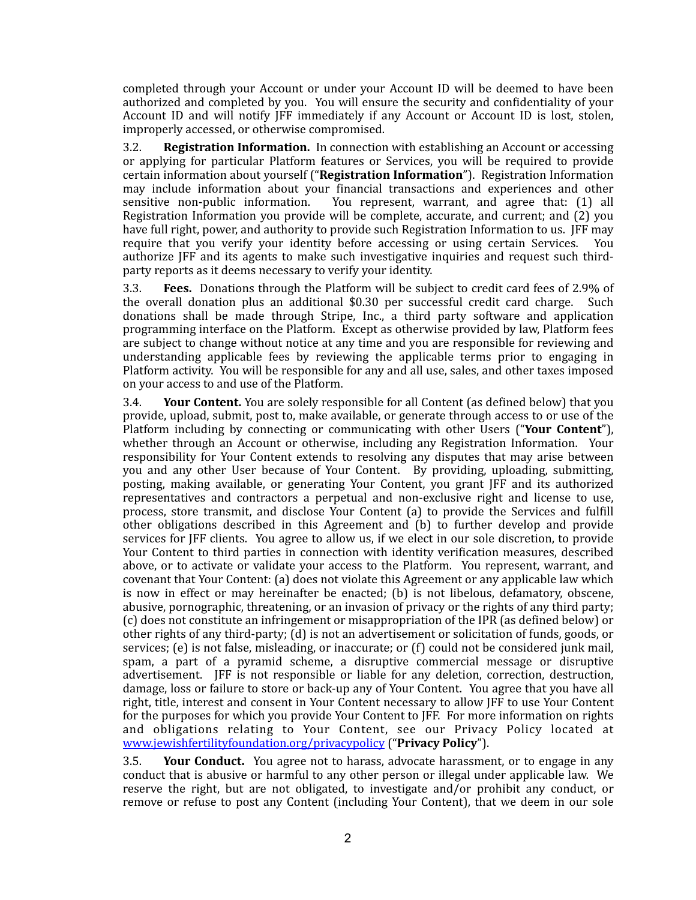completed through your Account or under your Account ID will be deemed to have been authorized and completed by you. You will ensure the security and confidentiality of your Account ID and will notify JFF immediately if any Account or Account ID is lost, stolen, improperly accessed, or otherwise compromised.

3.2. **Registration Information.** In connection with establishing an Account or accessing or applying for particular Platform features or Services, you will be required to provide certain information about yourself ("**Registration Information**"). Registration Information may include information about your financial transactions and experiences and other sensitive non-public information. You represent, warrant, and agree that: (1) all Registration Information you provide will be complete, accurate, and current; and (2) you have full right, power, and authority to provide such Registration Information to us. JFF may require that you verify your identity before accessing or using certain Services. You authorize JFF and its agents to make such investigative inquiries and request such third-party reports as it deems necessary to verify your identity.

3.3. **Fees.** Donations through the Platform will be subject to credit card fees of 2.9% of the overall donation plus an additional $0.30 per successful credit card charge. Such donations shall be made through Stripe, Inc., a third party software and application programming interface on the Platform. Except as otherwise provided by law, Platform fees are subject to change without notice at any time and you are responsible for reviewing and understanding applicable fees by reviewing the applicable terms prior to engaging in Platform activity. You will be responsible for any and all use, sales, and other taxes imposed on your access to and use of the Platform.

3.4. **Your Content.** You are solely responsible for all Content (as defined below) that you provide, upload, submit, post to, make available, or generate through access to or use of the Platform including by connecting or communicating with other Users ("**Your Content**"), whether through an Account or otherwise, including any Registration Information. Your responsibility for Your Content extends to resolving any disputes that may arise between you and any other User because of Your Content. By providing, uploading, submitting, posting, making available, or generating Your Content, you grant JFF and its authorized representatives and contractors a perpetual and non-exclusive right and license to use, process, store transmit, and disclose Your Content (a) to provide the Services and fulfill other obligations described in this Agreement and (b) to further develop and provide services for JFF clients. You agree to allow us, if we elect in our sole discretion, to provide Your Content to third parties in connection with identity verification measures, described above, or to activate or validate your access to the Platform. You represent, warrant, and covenant that Your Content: (a) does not violate this Agreement or any applicable law which is now in effect or may hereinafter be enacted; (b) is not libelous, defamatory, obscene, abusive, pornographic, threatening, or an invasion of privacy or the rights of any third party; (c) does not constitute an infringement or misappropriation of the IPR (as defined below) or other rights of any third-party; (d) is not an advertisement or solicitation of funds, goods, or services; (e) is not false, misleading, or inaccurate; or (f) could not be considered junk mail, spam, a part of a pyramid scheme, a disruptive commercial message or disruptive advertisement. JFF is not responsible or liable for any deletion, correction, destruction, damage, loss or failure to store or back-up any of Your Content. You agree that you have all right, title, interest and consent in Your Content necessary to allow JFF to use Your Content for the purposes for which you provide Your Content to JFF. For more information on rights and obligations relating to Your Content, see our Privacy Policy located at [www.jewishfertilityfoundation.org/privacypolicy](http://www.jewishfertilityfoundation.org/privacypolicy) ("**Privacy Policy**").

3.5. **Your Conduct.** You agree not to harass, advocate harassment, or to engage in any conduct that is abusive or harmful to any other person or illegal under applicable law. We reserve the right, but are not obligated, to investigate and/or prohibit any conduct, or remove or refuse to post any Content (including Your Content), that we deem in our sole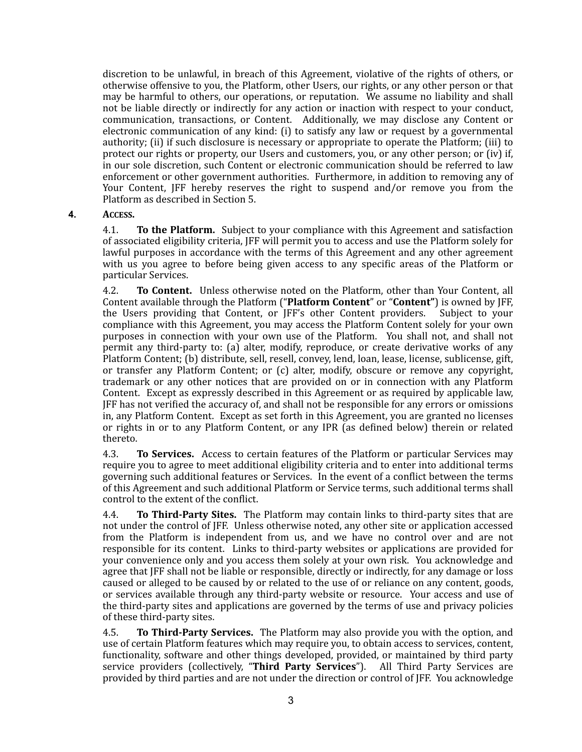discretion to be unlawful, in breach of this Agreement, violative of the rights of others, or otherwise offensive to you, the Platform, other Users, our rights, or any other person or that may be harmful to others, our operations, or reputation. We assume no liability and shall not be liable directly or indirectly for any action or inaction with respect to your conduct, communication, transactions, or Content. Additionally, we may disclose any Content or electronic communication of any kind: (i) to satisfy any law or request by a governmental authority; (ii) if such disclosure is necessary or appropriate to operate the Platform; (iii) to protect our rights or property, our Users and customers, you, or any other person; or (iv) if, in our sole discretion, such Content or electronic communication should be referred to law enforcement or other government authorities. Furthermore, in addition to removing any of Your Content, JFF hereby reserves the right to suspend and/or remove you from the Platform as described in Section 5.

**4. ACCESS.**

4.1. **To the Platform.** Subject to your compliance with this Agreement and satisfaction of associated eligibility criteria, JFF will permit you to access and use the Platform solely for lawful purposes in accordance with the terms of this Agreement and any other agreement with us you agree to before being given access to any specific areas of the Platform or particular Services.

4.2. **To Content.** Unless otherwise noted on the Platform, other than Your Content, all Content available through the Platform ("**Platform Content**" or "**Content"**) is owned by JFF, the Users providing that Content, or JFF's other Content providers. Subject to your compliance with this Agreement, you may access the Platform Content solely for your own purposes in connection with your own use of the Platform. You shall not, and shall not permit any third-party to: (a) alter, modify, reproduce, or create derivative works of any Platform Content; (b) distribute, sell, resell, convey, lend, loan, lease, license, sublicense, gift, or transfer any Platform Content; or (c) alter, modify, obscure or remove any copyright, trademark or any other notices that are provided on or in connection with any Platform Content. Except as expressly described in this Agreement or as required by applicable law, JFF has not verified the accuracy of, and shall not be responsible for any errors or omissions in, any Platform Content. Except as set forth in this Agreement, you are granted no licenses or rights in or to any Platform Content, or any IPR (as defined below) therein or related thereto.

4.3. **To Services.** Access to certain features of the Platform or particular Services may require you to agree to meet additional eligibility criteria and to enter into additional terms governing such additional features or Services. In the event of a conflict between the terms of this Agreement and such additional Platform or Service terms, such additional terms shall control to the extent of the conflict.

4.4. **To Third-Party Sites.** The Platform may contain links to third-party sites that are not under the control of JFF. Unless otherwise noted, any other site or application accessed from the Platform is independent from us, and we have no control over and are not responsible for its content. Links to third-party websites or applications are provided for your convenience only and you access them solely at your own risk. You acknowledge and agree that JFF shall not be liable or responsible, directly or indirectly, for any damage or loss caused or alleged to be caused by or related to the use of or reliance on any content, goods, or services available through any third-party website or resource. Your access and use of the third-party sites and applications are governed by the terms of use and privacy policies of these third-party sites.

4.5. **To Third-Party Services.** The Platform may also provide you with the option, and use of certain Platform features which may require you, to obtain access to services, content, functionality, software and other things developed, provided, or maintained by third party service providers (collectively, "**Third Party Services**"). All Third Party Services are provided by third parties and are not under the direction or control of JFF. You acknowledge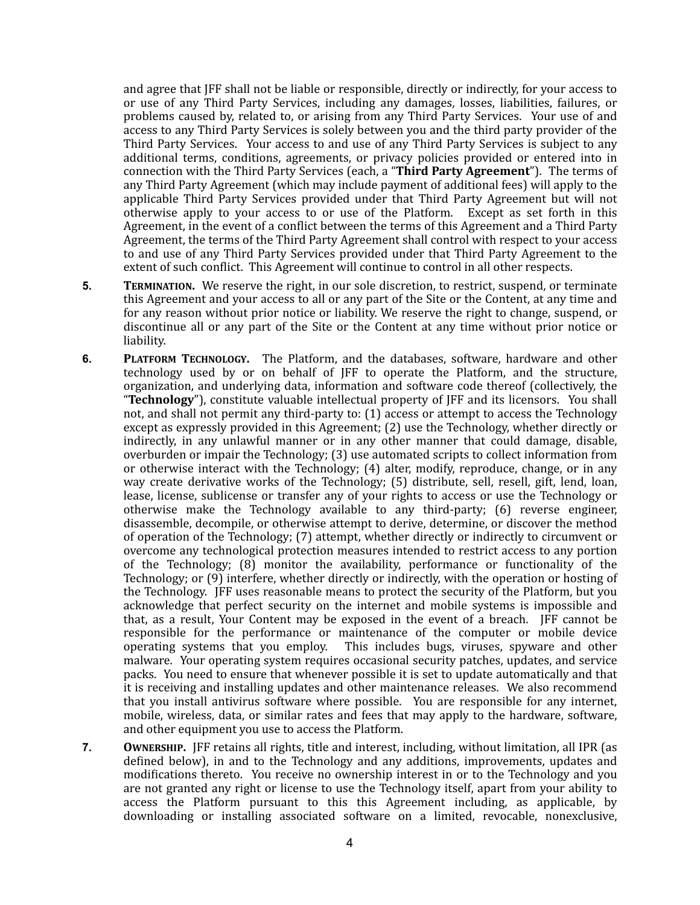and agree that JFF shall not be liable or responsible, directly or indirectly, for your access to or use of any Third Party Services, including any damages, losses, liabilities, failures, or problems caused by, related to, or arising from any Third Party Services. Your use of and access to any Third Party Services is solely between you and the third party provider of the Third Party Services. Your access to and use of any Third Party Services is subject to any additional terms, conditions, agreements, or privacy policies provided or entered into in connection with the Third Party Services (each, a "**Third Party Agreement**"). The terms of any Third Party Agreement (which may include payment of additional fees) will apply to the applicable Third Party Services provided under that Third Party Agreement but will not otherwise apply to your access to or use of the Platform. Except as set forth in this Agreement, in the event of a conflict between the terms of this Agreement and a Third Party Agreement, the terms of the Third Party Agreement shall control with respect to your access to and use of any Third Party Services provided under that Third Party Agreement to the extent of such conflict. This Agreement will continue to control in all other respects.

5. **TERMINATION.** We reserve the right, in our sole discretion, to restrict, suspend, or terminate this Agreement and your access to all or any part of the Site or the Content, at any time and for any reason without prior notice or liability. We reserve the right to change, suspend, or discontinue all or any part of the Site or the Content at any time without prior notice or liability.

6. **PLATFORM TECHNOLOGY.** The Platform, and the databases, software, hardware and other technology used by or on behalf of JFF to operate the Platform, and the structure, organization, and underlying data, information and software code thereof (collectively, the "**Technology**"), constitute valuable intellectual property of JFF and its licensors. You shall not, and shall not permit any third-party to: (1) access or attempt to access the Technology except as expressly provided in this Agreement; (2) use the Technology, whether directly or indirectly, in any unlawful manner or in any other manner that could damage, disable, overburden or impair the Technology; (3) use automated scripts to collect information from or otherwise interact with the Technology; (4) alter, modify, reproduce, change, or in any way create derivative works of the Technology; (5) distribute, sell, resell, gift, lend, loan, lease, license, sublicense or transfer any of your rights to access or use the Technology or otherwise make the Technology available to any third-party; (6) reverse engineer, disassemble, decompile, or otherwise attempt to derive, determine, or discover the method of operation of the Technology; (7) attempt, whether directly or indirectly to circumvent or overcome any technological protection measures intended to restrict access to any portion of the Technology; (8) monitor the availability, performance or functionality of the Technology; or (9) interfere, whether directly or indirectly, with the operation or hosting of the Technology. JFF uses reasonable means to protect the security of the Platform, but you acknowledge that perfect security on the internet and mobile systems is impossible and that, as a result, Your Content may be exposed in the event of a breach. JFF cannot be responsible for the performance or maintenance of the computer or mobile device operating systems that you employ. This includes bugs, viruses, spyware and other malware. Your operating system requires occasional security patches, updates, and service packs. You need to ensure that whenever possible it is set to update automatically and that it is receiving and installing updates and other maintenance releases. We also recommend that you install antivirus software where possible. You are responsible for any internet, mobile, wireless, data, or similar rates and fees that may apply to the hardware, software, and other equipment you use to access the Platform.

7. **OWNERSHIP.** JFF retains all rights, title and interest, including, without limitation, all IPR (as defined below), in and to the Technology and any additions, improvements, updates and modifications thereto. You receive no ownership interest in or to the Technology and you are not granted any right or license to use the Technology itself, apart from your ability to access the Platform pursuant to this this Agreement including, as applicable, by downloading or installing associated software on a limited, revocable, nonexclusive,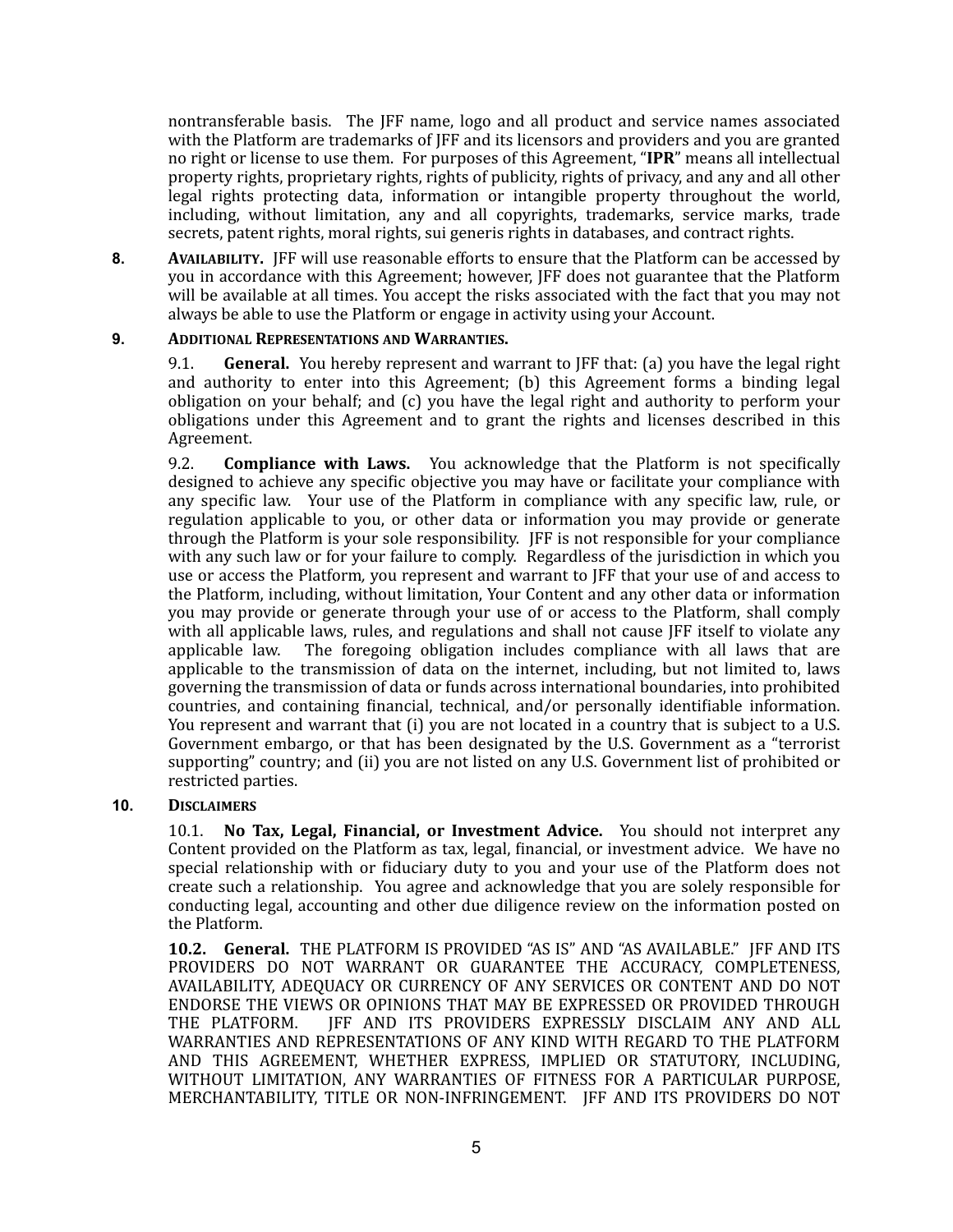nontransferable basis. The JFF name, logo and all product and service names associated with the Platform are trademarks of JFF and its licensors and providers and you are granted no right or license to use them. For purposes of this Agreement, "**IPR**" means all intellectual property rights, proprietary rights, rights of publicity, rights of privacy, and any and all other legal rights protecting data, information or intangible property throughout the world, including, without limitation, any and all copyrights, trademarks, service marks, trade secrets, patent rights, moral rights, sui generis rights in databases, and contract rights.

**8. AVAILABILITY.** JFF will use reasonable efforts to ensure that the Platform can be accessed by you in accordance with this Agreement; however, JFF does not guarantee that the Platform will be available at all times. You accept the risks associated with the fact that you may not always be able to use the Platform or engage in activity using your Account.

**9. ADDITIONAL REPRESENTATIONS AND WARRANTIES.**

9.1. **General.** You hereby represent and warrant to JFF that: (a) you have the legal right and authority to enter into this Agreement; (b) this Agreement forms a binding legal obligation on your behalf; and (c) you have the legal right and authority to perform your obligations under this Agreement and to grant the rights and licenses described in this Agreement.

9.2. **Compliance with Laws.** You acknowledge that the Platform is not specifically designed to achieve any specific objective you may have or facilitate your compliance with any specific law. Your use of the Platform in compliance with any specific law, rule, or regulation applicable to you, or other data or information you may provide or generate through the Platform is your sole responsibility. JFF is not responsible for your compliance with any such law or for your failure to comply. Regardless of the jurisdiction in which you use or access the Platform, you represent and warrant to JFF that your use of and access to the Platform, including, without limitation, Your Content and any other data or information you may provide or generate through your use of or access to the Platform, shall comply with all applicable laws, rules, and regulations and shall not cause JFF itself to violate any applicable law. The foregoing obligation includes compliance with all laws that are applicable to the transmission of data on the internet, including, but not limited to, laws governing the transmission of data or funds across international boundaries, into prohibited countries, and containing financial, technical, and/or personally identifiable information. You represent and warrant that (i) you are not located in a country that is subject to a U.S. Government embargo, or that has been designated by the U.S. Government as a "terrorist supporting" country; and (ii) you are not listed on any U.S. Government list of prohibited or restricted parties.

**10. DISCLAIMERS**

10.1. **No Tax, Legal, Financial, or Investment Advice.** You should not interpret any Content provided on the Platform as tax, legal, financial, or investment advice. We have no special relationship with or fiduciary duty to you and your use of the Platform does not create such a relationship. You agree and acknowledge that you are solely responsible for conducting legal, accounting and other due diligence review on the information posted on the Platform.

**10.2. General.** THE PLATFORM IS PROVIDED "AS IS" AND "AS AVAILABLE." JFF AND ITS PROVIDERS DO NOT WARRANT OR GUARANTEE THE ACCURACY, COMPLETENESS, AVAILABILITY, ADEQUACY OR CURRENCY OF ANY SERVICES OR CONTENT AND DO NOT ENDORSE THE VIEWS OR OPINIONS THAT MAY BE EXPRESSED OR PROVIDED THROUGH THE PLATFORM. JFF AND ITS PROVIDERS EXPRESSLY DISCLAIM ANY AND ALL WARRANTIES AND REPRESENTATIONS OF ANY KIND WITH REGARD TO THE PLATFORM AND THIS AGREEMENT, WHETHER EXPRESS, IMPLIED OR STATUTORY, INCLUDING, WITHOUT LIMITATION, ANY WARRANTIES OF FITNESS FOR A PARTICULAR PURPOSE, MERCHANTABILITY, TITLE OR NON-INFRINGEMENT. JFF AND ITS PROVIDERS DO NOT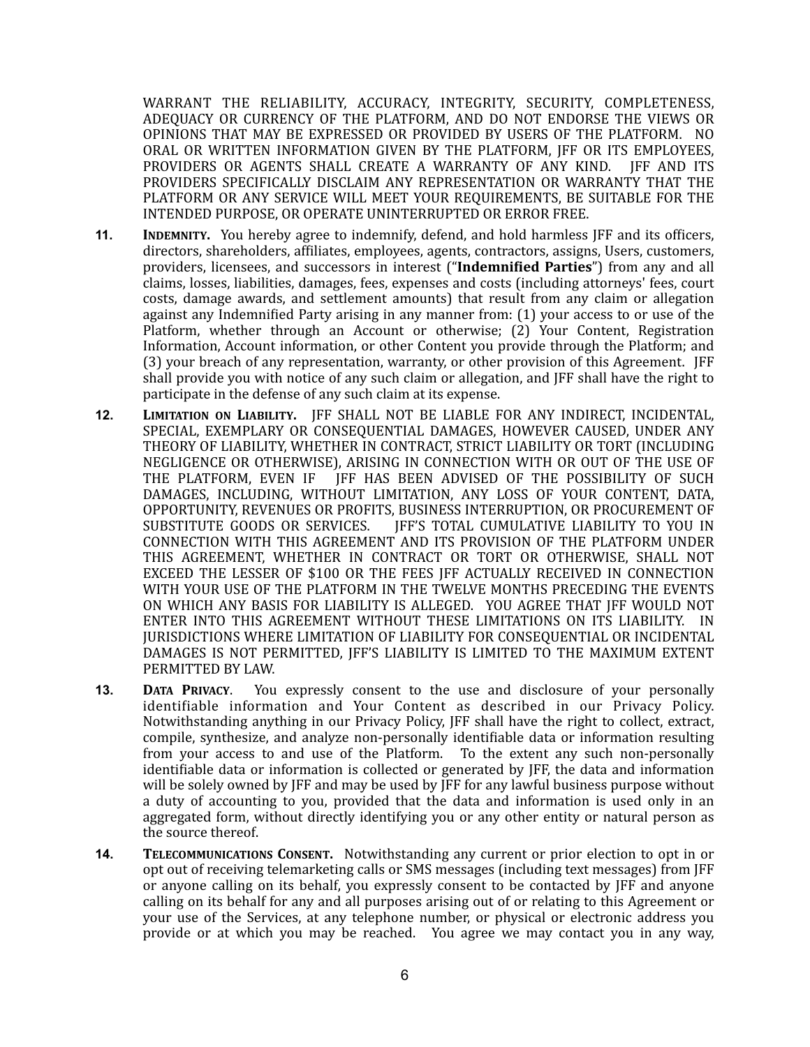WARRANT THE RELIABILITY, ACCURACY, INTEGRITY, SECURITY, COMPLETENESS, ADEQUACY OR CURRENCY OF THE PLATFORM, AND DO NOT ENDORSE THE VIEWS OR OPINIONS THAT MAY BE EXPRESSED OR PROVIDED BY USERS OF THE PLATFORM. NO ORAL OR WRITTEN INFORMATION GIVEN BY THE PLATFORM, JFF OR ITS EMPLOYEES, PROVIDERS OR AGENTS SHALL CREATE A WARRANTY OF ANY KIND. JFF AND ITS PROVIDERS SPECIFICALLY DISCLAIM ANY REPRESENTATION OR WARRANTY THAT THE PLATFORM OR ANY SERVICE WILL MEET YOUR REQUIREMENTS, BE SUITABLE FOR THE INTENDED PURPOSE, OR OPERATE UNINTERRUPTED OR ERROR FREE.

**11.** **INDEMNITY.** You hereby agree to indemnify, defend, and hold harmless JFF and its officers, directors, shareholders, affiliates, employees, agents, contractors, assigns, Users, customers, providers, licensees, and successors in interest ("**Indemnified Parties**") from any and all claims, losses, liabilities, damages, fees, expenses and costs (including attorneys' fees, court costs, damage awards, and settlement amounts) that result from any claim or allegation against any Indemnified Party arising in any manner from: (1) your access to or use of the Platform, whether through an Account or otherwise; (2) Your Content, Registration Information, Account information, or other Content you provide through the Platform; and (3) your breach of any representation, warranty, or other provision of this Agreement. JFF shall provide you with notice of any such claim or allegation, and JFF shall have the right to participate in the defense of any such claim at its expense.

**12.** **LIMITATION ON LIABILITY.** JFF SHALL NOT BE LIABLE FOR ANY INDIRECT, INCIDENTAL, SPECIAL, EXEMPLARY OR CONSEQUENTIAL DAMAGES, HOWEVER CAUSED, UNDER ANY THEORY OF LIABILITY, WHETHER IN CONTRACT, STRICT LIABILITY OR TORT (INCLUDING NEGLIGENCE OR OTHERWISE), ARISING IN CONNECTION WITH OR OUT OF THE USE OF THE PLATFORM, EVEN IF JFF HAS BEEN ADVISED OF THE POSSIBILITY OF SUCH DAMAGES, INCLUDING, WITHOUT LIMITATION, ANY LOSS OF YOUR CONTENT, DATA, OPPORTUNITY, REVENUES OR PROFITS, BUSINESS INTERRUPTION, OR PROCUREMENT OF SUBSTITUTE GOODS OR SERVICES. JFF'S TOTAL CUMULATIVE LIABILITY TO YOU IN CONNECTION WITH THIS AGREEMENT AND ITS PROVISION OF THE PLATFORM UNDER THIS AGREEMENT, WHETHER IN CONTRACT OR TORT OR OTHERWISE, SHALL NOT EXCEED THE LESSER OF $100 OR THE FEES JFF ACTUALLY RECEIVED IN CONNECTION WITH YOUR USE OF THE PLATFORM IN THE TWELVE MONTHS PRECEDING THE EVENTS ON WHICH ANY BASIS FOR LIABILITY IS ALLEGED. YOU AGREE THAT JFF WOULD NOT ENTER INTO THIS AGREEMENT WITHOUT THESE LIMITATIONS ON ITS LIABILITY. IN JURISDICTIONS WHERE LIMITATION OF LIABILITY FOR CONSEQUENTIAL OR INCIDENTAL DAMAGES IS NOT PERMITTED, JFF'S LIABILITY IS LIMITED TO THE MAXIMUM EXTENT PERMITTED BY LAW.

**13.** **DATA PRIVACY.** You expressly consent to the use and disclosure of your personally identifiable information and Your Content as described in our Privacy Policy. Notwithstanding anything in our Privacy Policy, JFF shall have the right to collect, extract, compile, synthesize, and analyze non-personally identifiable data or information resulting from your access to and use of the Platform. To the extent any such non-personally identifiable data or information is collected or generated by JFF, the data and information will be solely owned by JFF and may be used by JFF for any lawful business purpose without a duty of accounting to you, provided that the data and information is used only in an aggregated form, without directly identifying you or any other entity or natural person as the source thereof.

**14.** **TELECOMMUNICATIONS CONSENT.** Notwithstanding any current or prior election to opt in or opt out of receiving telemarketing calls or SMS messages (including text messages) from JFF or anyone calling on its behalf, you expressly consent to be contacted by JFF and anyone calling on its behalf for any and all purposes arising out of or relating to this Agreement or your use of the Services, at any telephone number, or physical or electronic address you provide or at which you may be reached. You agree we may contact you in any way,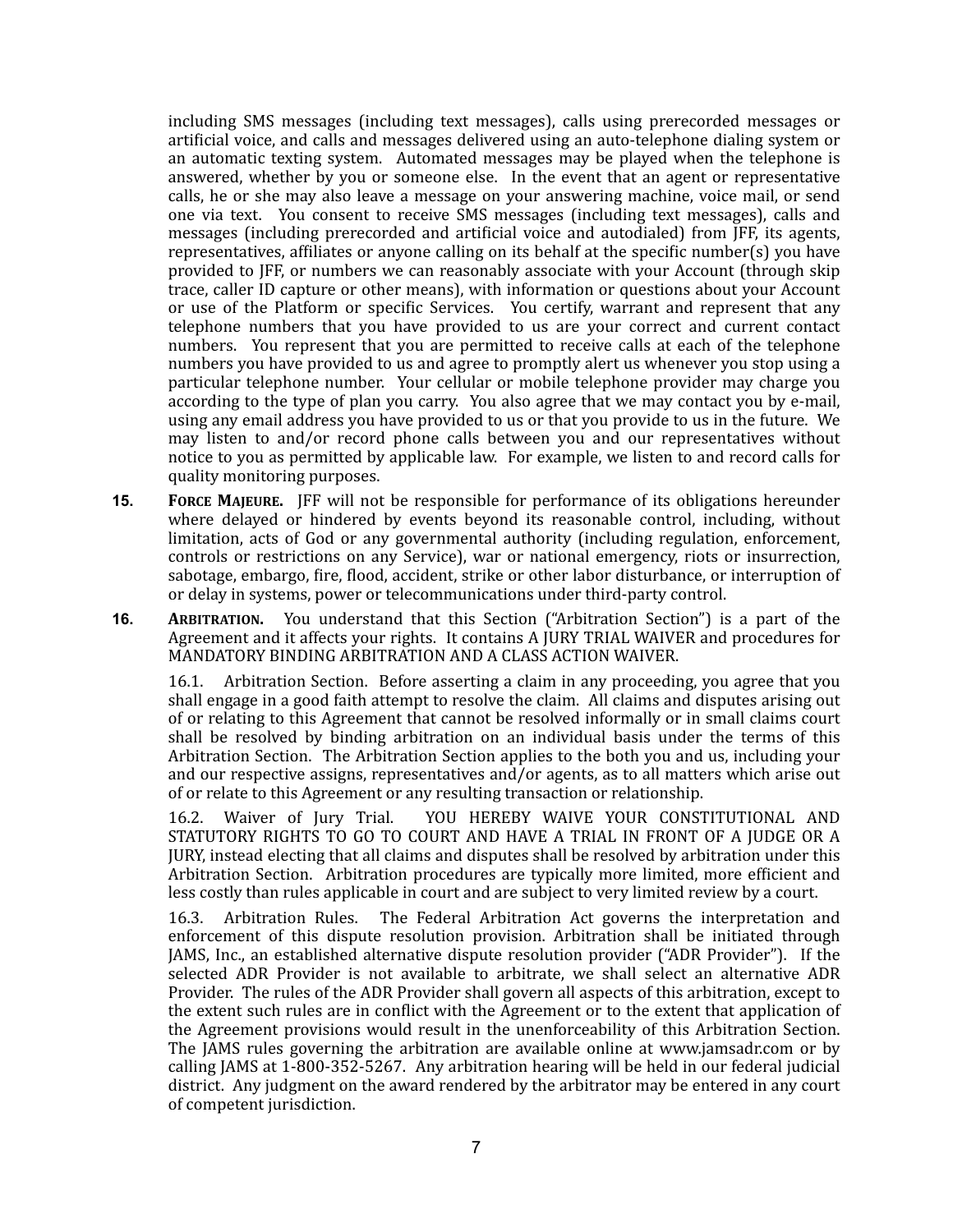including SMS messages (including text messages), calls using prerecorded messages or artificial voice, and calls and messages delivered using an auto-telephone dialing system or an automatic texting system. Automated messages may be played when the telephone is answered, whether by you or someone else. In the event that an agent or representative calls, he or she may also leave a message on your answering machine, voice mail, or send one via text. You consent to receive SMS messages (including text messages), calls and messages (including prerecorded and artificial voice and autodialed) from JFF, its agents, representatives, affiliates or anyone calling on its behalf at the specific number(s) you have provided to JFF, or numbers we can reasonably associate with your Account (through skip trace, caller ID capture or other means), with information or questions about your Account or use of the Platform or specific Services. You certify, warrant and represent that any telephone numbers that you have provided to us are your correct and current contact numbers. You represent that you are permitted to receive calls at each of the telephone numbers you have provided to us and agree to promptly alert us whenever you stop using a particular telephone number. Your cellular or mobile telephone provider may charge you according to the type of plan you carry. You also agree that we may contact you by e-mail, using any email address you have provided to us or that you provide to us in the future. We may listen to and/or record phone calls between you and our representatives without notice to you as permitted by applicable law. For example, we listen to and record calls for quality monitoring purposes.

**15. FORCE MAJEURE.** JFF will not be responsible for performance of its obligations hereunder where delayed or hindered by events beyond its reasonable control, including, without limitation, acts of God or any governmental authority (including regulation, enforcement, controls or restrictions on any Service), war or national emergency, riots or insurrection, sabotage, embargo, fire, flood, accident, strike or other labor disturbance, or interruption of or delay in systems, power or telecommunications under third-party control.

**16. ARBITRATION.** You understand that this Section ("Arbitration Section") is a part of the Agreement and it affects your rights. It contains A JURY TRIAL WAIVER and procedures for MANDATORY BINDING ARBITRATION AND A CLASS ACTION WAIVER.

16.1. Arbitration Section. Before asserting a claim in any proceeding, you agree that you shall engage in a good faith attempt to resolve the claim. All claims and disputes arising out of or relating to this Agreement that cannot be resolved informally or in small claims court shall be resolved by binding arbitration on an individual basis under the terms of this Arbitration Section. The Arbitration Section applies to the both you and us, including your and our respective assigns, representatives and/or agents, as to all matters which arise out of or relate to this Agreement or any resulting transaction or relationship.

16.2. Waiver of Jury Trial. YOU HEREBY WAIVE YOUR CONSTITUTIONAL AND STATUTORY RIGHTS TO GO TO COURT AND HAVE A TRIAL IN FRONT OF A JUDGE OR A JURY, instead electing that all claims and disputes shall be resolved by arbitration under this Arbitration Section. Arbitration procedures are typically more limited, more efficient and less costly than rules applicable in court and are subject to very limited review by a court.

16.3. Arbitration Rules. The Federal Arbitration Act governs the interpretation and enforcement of this dispute resolution provision. Arbitration shall be initiated through JAMS, Inc., an established alternative dispute resolution provider ("ADR Provider"). If the selected ADR Provider is not available to arbitrate, we shall select an alternative ADR Provider. The rules of the ADR Provider shall govern all aspects of this arbitration, except to the extent such rules are in conflict with the Agreement or to the extent that application of the Agreement provisions would result in the unenforceability of this Arbitration Section. The JAMS rules governing the arbitration are available online at www.jamsadr.com or by calling JAMS at 1-800-352-5267. Any arbitration hearing will be held in our federal judicial district. Any judgment on the award rendered by the arbitrator may be entered in any court of competent jurisdiction.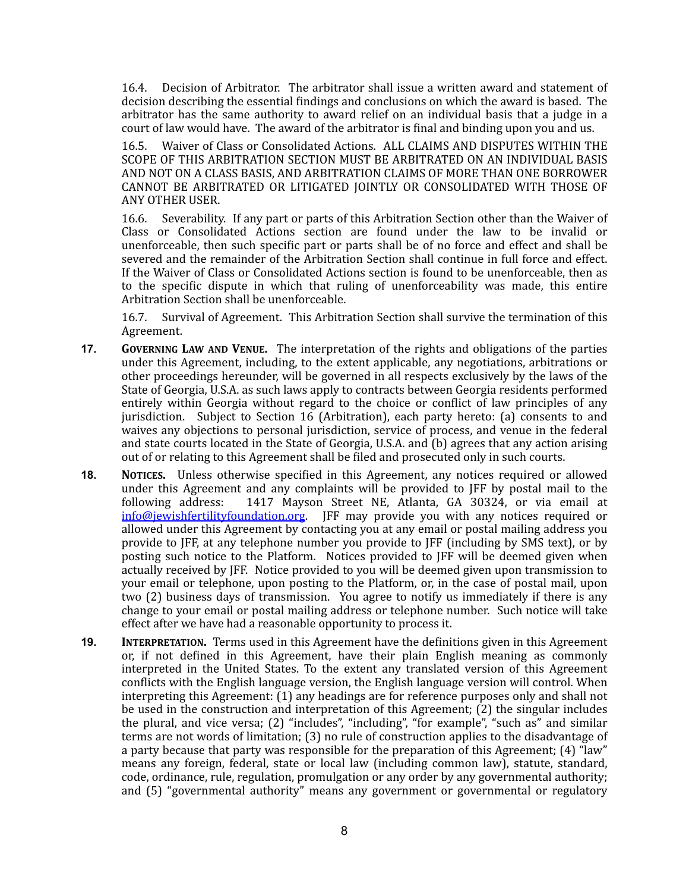16.4. Decision of Arbitrator. The arbitrator shall issue a written award and statement of decision describing the essential findings and conclusions on which the award is based. The arbitrator has the same authority to award relief on an individual basis that a judge in a court of law would have. The award of the arbitrator is final and binding upon you and us.

16.5. Waiver of Class or Consolidated Actions. ALL CLAIMS AND DISPUTES WITHIN THE SCOPE OF THIS ARBITRATION SECTION MUST BE ARBITRATED ON AN INDIVIDUAL BASIS AND NOT ON A CLASS BASIS, AND ARBITRATION CLAIMS OF MORE THAN ONE BORROWER CANNOT BE ARBITRATED OR LITIGATED JOINTLY OR CONSOLIDATED WITH THOSE OF ANY OTHER USER.

16.6. Severability. If any part or parts of this Arbitration Section other than the Waiver of Class or Consolidated Actions section are found under the law to be invalid or unenforceable, then such specific part or parts shall be of no force and effect and shall be severed and the remainder of the Arbitration Section shall continue in full force and effect. If the Waiver of Class or Consolidated Actions section is found to be unenforceable, then as to the specific dispute in which that ruling of unenforceability was made, this entire Arbitration Section shall be unenforceable.

16.7. Survival of Agreement. This Arbitration Section shall survive the termination of this Agreement.

**17.** **GOVERNING LAW AND VENUE.** The interpretation of the rights and obligations of the parties under this Agreement, including, to the extent applicable, any negotiations, arbitrations or other proceedings hereunder, will be governed in all respects exclusively by the laws of the State of Georgia, U.S.A. as such laws apply to contracts between Georgia residents performed entirely within Georgia without regard to the choice or conflict of law principles of any jurisdiction. Subject to Section 16 (Arbitration), each party hereto: (a) consents to and waives any objections to personal jurisdiction, service of process, and venue in the federal and state courts located in the State of Georgia, U.S.A. and (b) agrees that any action arising out of or relating to this Agreement shall be filed and prosecuted only in such courts.

**18.** **NOTICES.** Unless otherwise specified in this Agreement, any notices required or allowed under this Agreement and any complaints will be provided to JFF by postal mail to the following address: 1417 Mayson Street NE, Atlanta, GA 30324, or via email at info@jewishfertilityfoundation.org. JFF may provide you with any notices required or allowed under this Agreement by contacting you at any email or postal mailing address you provide to JFF, at any telephone number you provide to JFF (including by SMS text), or by posting such notice to the Platform. Notices provided to JFF will be deemed given when actually received by JFF. Notice provided to you will be deemed given upon transmission to your email or telephone, upon posting to the Platform, or, in the case of postal mail, upon two (2) business days of transmission. You agree to notify us immediately if there is any change to your email or postal mailing address or telephone number. Such notice will take effect after we have had a reasonable opportunity to process it.

**19.** **INTERPRETATION.** Terms used in this Agreement have the definitions given in this Agreement or, if not defined in this Agreement, have their plain English meaning as commonly interpreted in the United States. To the extent any translated version of this Agreement conflicts with the English language version, the English language version will control. When interpreting this Agreement: (1) any headings are for reference purposes only and shall not be used in the construction and interpretation of this Agreement; (2) the singular includes the plural, and vice versa; (2) "includes", "including", "for example", "such as" and similar terms are not words of limitation; (3) no rule of construction applies to the disadvantage of a party because that party was responsible for the preparation of this Agreement; (4) "law" means any foreign, federal, state or local law (including common law), statute, standard, code, ordinance, rule, regulation, promulgation or any order by any governmental authority; and (5) "governmental authority" means any government or governmental or regulatory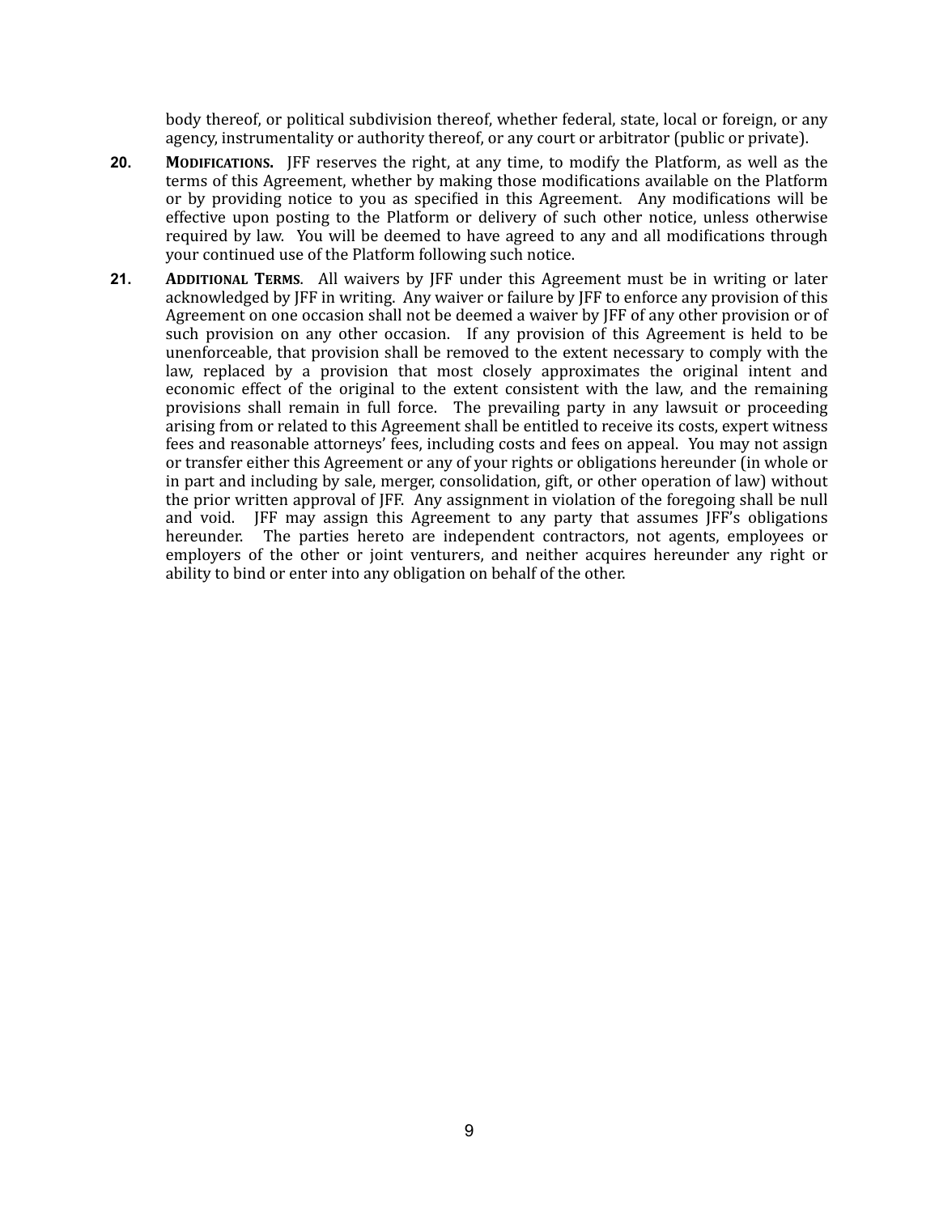body thereof, or political subdivision thereof, whether federal, state, local or foreign, or any agency, instrumentality or authority thereof, or any court or arbitrator (public or private).

**20.** **Modifications.** JFF reserves the right, at any time, to modify the Platform, as well as the terms of this Agreement, whether by making those modifications available on the Platform or by providing notice to you as specified in this Agreement. Any modifications will be effective upon posting to the Platform or delivery of such other notice, unless otherwise required by law. You will be deemed to have agreed to any and all modifications through your continued use of the Platform following such notice.

**21.** **Additional Terms**. All waivers by JFF under this Agreement must be in writing or later acknowledged by JFF in writing. Any waiver or failure by JFF to enforce any provision of this Agreement on one occasion shall not be deemed a waiver by JFF of any other provision or of such provision on any other occasion. If any provision of this Agreement is held to be unenforceable, that provision shall be removed to the extent necessary to comply with the law, replaced by a provision that most closely approximates the original intent and economic effect of the original to the extent consistent with the law, and the remaining provisions shall remain in full force. The prevailing party in any lawsuit or proceeding arising from or related to this Agreement shall be entitled to receive its costs, expert witness fees and reasonable attorneys' fees, including costs and fees on appeal. You may not assign or transfer either this Agreement or any of your rights or obligations hereunder (in whole or in part and including by sale, merger, consolidation, gift, or other operation of law) without the prior written approval of JFF. Any assignment in violation of the foregoing shall be null and void. JFF may assign this Agreement to any party that assumes JFF's obligations hereunder. The parties hereto are independent contractors, not agents, employees or employers of the other or joint venturers, and neither acquires hereunder any right or ability to bind or enter into any obligation on behalf of the other.